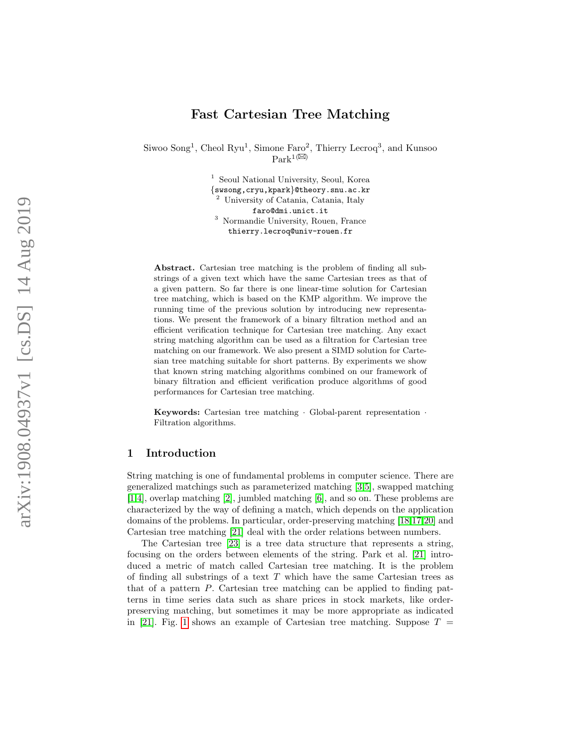# Fast Cartesian Tree Matching

Siwoo Song[1], Cheol Ryu[1], Simone Faro[2], Thierry Lecroq[3], and Kunsoo Park[1](✉)

[1] Seoul National University, Seoul, Korea
{swsong,cryu,kpark}@theory.snu.ac.kr
[2] University of Catania, Catania, Italy
faro@dmi.unict.it
[3] Normandie University, Rouen, France
thierry.lecroq@univ-rouen.fr

**Abstract.** Cartesian tree matching is the problem of finding all substrings of a given text which have the same Cartesian trees as that of a given pattern. So far there is one linear-time solution for Cartesian tree matching, which is based on the KMP algorithm. We improve the running time of the previous solution by introducing new representations. We present the framework of a binary filtration method and an efficient verification technique for Cartesian tree matching. Any exact string matching algorithm can be used as a filtration for Cartesian tree matching on our framework. We also present a SIMD solution for Cartesian tree matching suitable for short patterns. By experiments we show that known string matching algorithms combined on our framework of binary filtration and efficient verification produce algorithms of good performances for Cartesian tree matching.

**Keywords:** Cartesian tree matching · Global-parent representation · Filtration algorithms.

## 1 Introduction

String matching is one of fundamental problems in computer science. There are generalized matchings such as parameterized matching [3,5], swapped matching [1,4], overlap matching [2], jumbled matching [6], and so on. These problems are characterized by the way of defining a match, which depends on the application domains of the problems. In particular, order-preserving matching [18,17,20] and Cartesian tree matching [21] deal with the order relations between numbers.

The Cartesian tree [23] is a tree data structure that represents a string, focusing on the orders between elements of the string. Park et al. [21] introduced a metric of match called Cartesian tree matching. It is the problem of finding all substrings of a text $T$ which have the same Cartesian trees as that of a pattern $P$. Cartesian tree matching can be applied to finding patterns in time series data such as share prices in stock markets, like order-preserving matching, but sometimes it may be more appropriate as indicated in [21]. Fig. 1 shows an example of Cartesian tree matching. Suppose $T$ =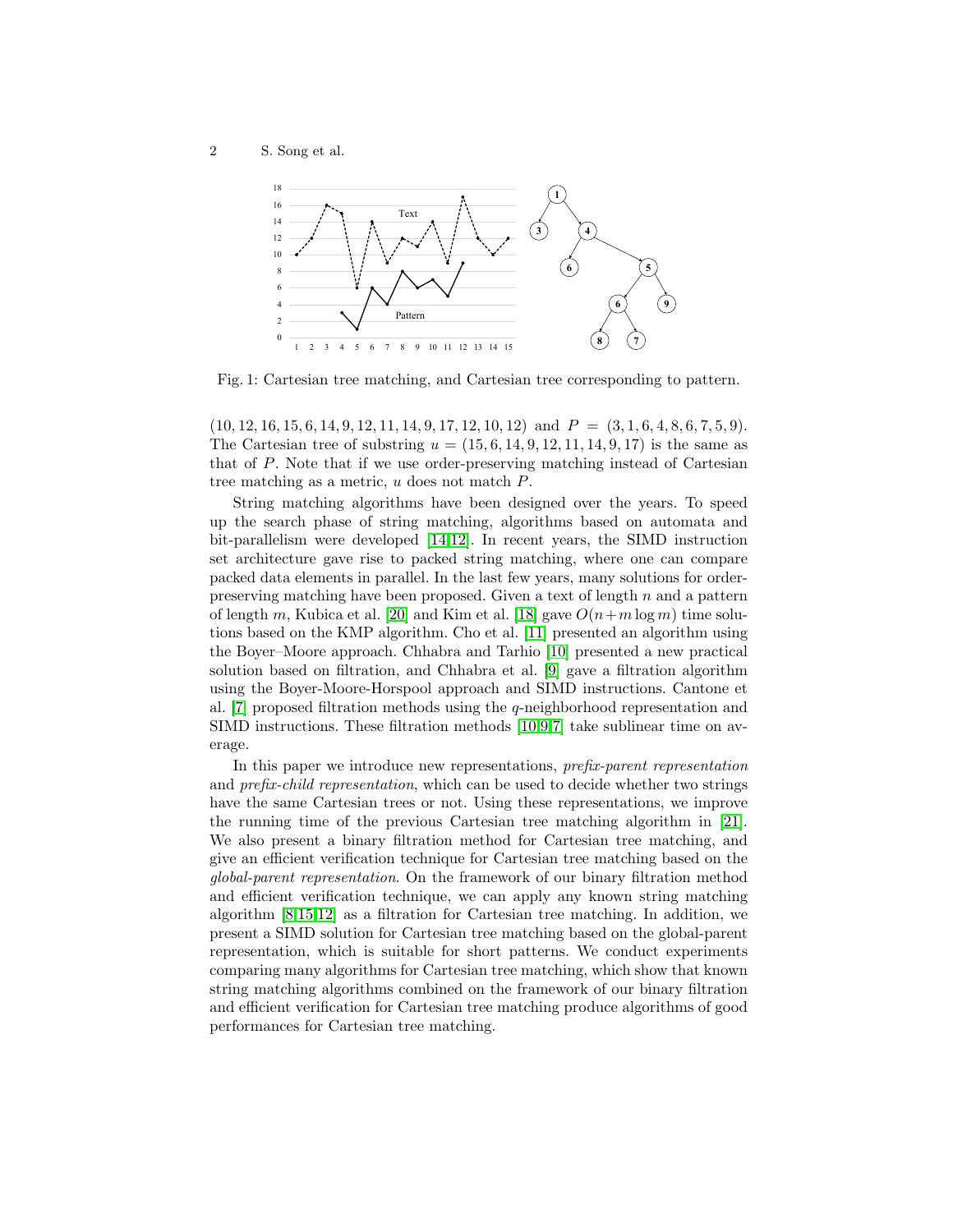Fig. 1: Cartesian tree matching, and Cartesian tree corresponding to pattern.

$(10, 12, 16, 15, 6, 14, 9, 12, 11, 14, 9, 17, 12, 10, 12)$ and $P = (3, 1, 6, 4, 8, 6, 7, 5, 9)$. The Cartesian tree of substring $u = (15, 6, 14, 9, 12, 11, 14, 9, 17)$ is the same as that of $P$. Note that if we use order-preserving matching instead of Cartesian tree matching as a metric, $u$ does not match $P$.

String matching algorithms have been designed over the years. To speed up the search phase of string matching, algorithms based on automata and bit-parallelism were developed [14,12]. In recent years, the SIMD instruction set architecture gave rise to packed string matching, where one can compare packed data elements in parallel. In the last few years, many solutions for order-preserving matching have been proposed. Given a text of length $n$ and a pattern of length $m$, Kubica et al. [20] and Kim et al. [18] gave $O(n+m \log m)$ time solutions based on the KMP algorithm. Cho et al. [11] presented an algorithm using the Boyer–Moore approach. Chhabra and Tarhio [10] presented a new practical solution based on filtration, and Chhabra et al. [9] gave a filtration algorithm using the Boyer-Moore-Horspool approach and SIMD instructions. Cantone et al. [7] proposed filtration methods using the $q$-neighborhood representation and SIMD instructions. These filtration methods [10,9,7] take sublinear time on average.

In this paper we introduce new representations, *prefix-parent representation* and *prefix-child representation*, which can be used to decide whether two strings have the same Cartesian trees or not. Using these representations, we improve the running time of the previous Cartesian tree matching algorithm in [21]. We also present a binary filtration method for Cartesian tree matching, and give an efficient verification technique for Cartesian tree matching based on the *global-parent representation*. On the framework of our binary filtration method and efficient verification technique, we can apply any known string matching algorithm [8,15,12] as a filtration for Cartesian tree matching. In addition, we present a SIMD solution for Cartesian tree matching based on the global-parent representation, which is suitable for short patterns. We conduct experiments comparing many algorithms for Cartesian tree matching, which show that known string matching algorithms combined on the framework of our binary filtration and efficient verification for Cartesian tree matching produce algorithms of good performances for Cartesian tree matching.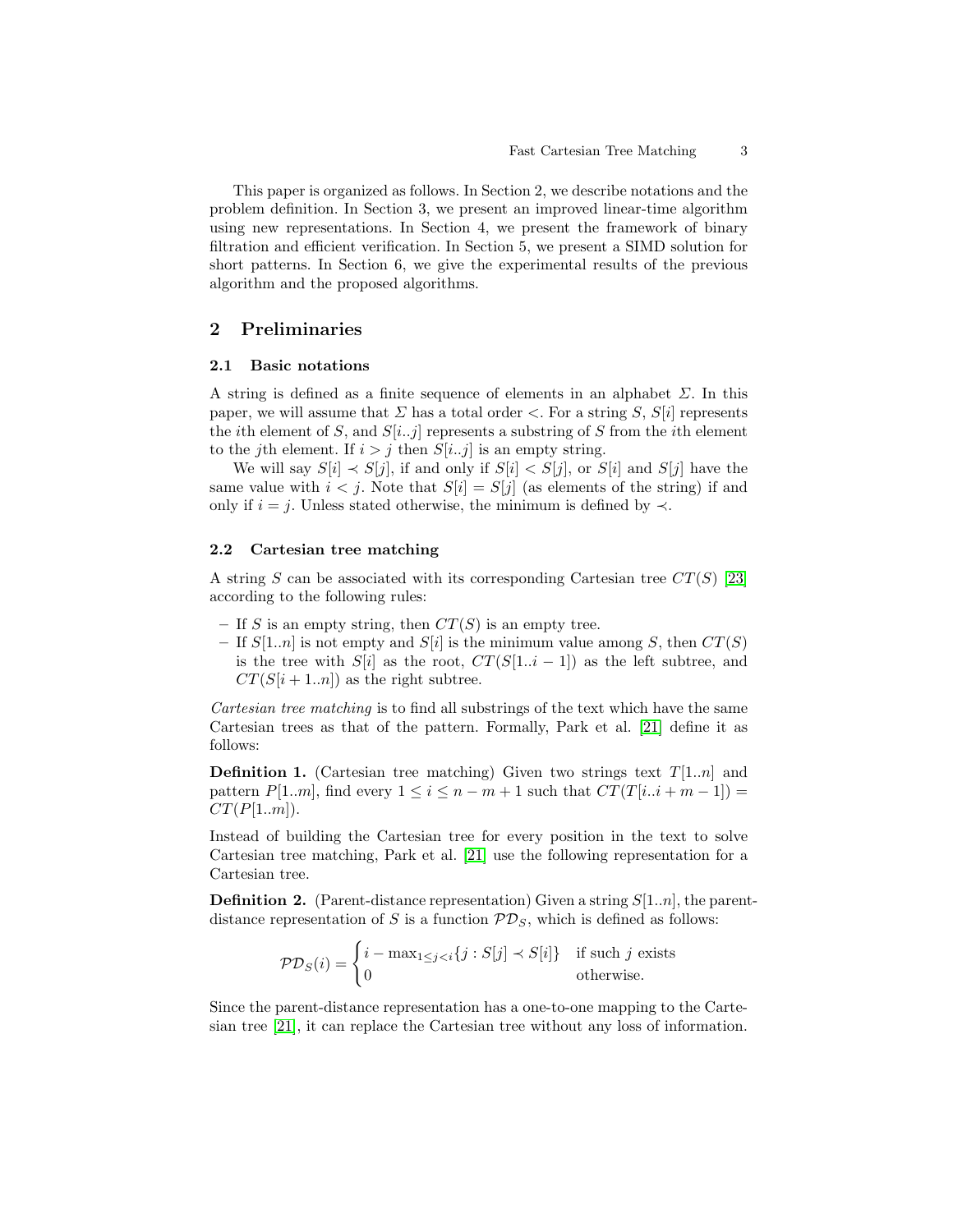This paper is organized as follows. In Section 2, we describe notations and the problem definition. In Section 3, we present an improved linear-time algorithm using new representations. In Section 4, we present the framework of binary filtration and efficient verification. In Section 5, we present a SIMD solution for short patterns. In Section 6, we give the experimental results of the previous algorithm and the proposed algorithms.

## 2 Preliminaries

### 2.1 Basic notations

A string is defined as a finite sequence of elements in an alphabet $\Sigma$. In this paper, we will assume that $\Sigma$ has a total order $<$. For a string $S$, $S[i]$ represents the $i$th element of $S$, and $S[i..j]$ represents a substring of $S$ from the $i$th element to the $j$th element. If $i > j$ then $S[i..j]$ is an empty string.

We will say $S[i] \prec S[j]$, if and only if $S[i] < S[j]$, or $S[i]$ and $S[j]$ have the same value with $i < j$. Note that $S[i] = S[j]$ (as elements of the string) if and only if $i = j$. Unless stated otherwise, the minimum is defined by $\prec$.

### 2.2 Cartesian tree matching

A string $S$ can be associated with its corresponding Cartesian tree $CT(S)$ [23] according to the following rules:

- If $S$ is an empty string, then $CT(S)$ is an empty tree.
- If $S[1..n]$ is not empty and $S[i]$ is the minimum value among $S$, then $CT(S)$ is the tree with $S[i]$ as the root, $CT(S[1..i-1])$ as the left subtree, and $CT(S[i+1..n])$ as the right subtree.

*Cartesian tree matching* is to find all substrings of the text which have the same Cartesian trees as that of the pattern. Formally, Park et al. [21] define it as follows:

**Definition 1.** (Cartesian tree matching) Given two strings text $T[1..n]$ and pattern $P[1..m]$, find every $1 \leq i \leq n - m + 1$ such that $CT(T[i..i+m-1]) = CT(P[1..m])$.

Instead of building the Cartesian tree for every position in the text to solve Cartesian tree matching, Park et al. [21] use the following representation for a Cartesian tree.

**Definition 2.** (Parent-distance representation) Given a string $S[1..n]$, the parent-distance representation of $S$ is a function $\mathcal{PD}_S$, which is defined as follows:

$$\mathcal{PD}_S(i) = \begin{cases} i - \max_{1 \leq j < i}\{j : S[j] \prec S[i]\} & \text{if such } j \text{ exists} \\ 0 & \text{otherwise.} \end{cases}$$

Since the parent-distance representation has a one-to-one mapping to the Cartesian tree [21], it can replace the Cartesian tree without any loss of information.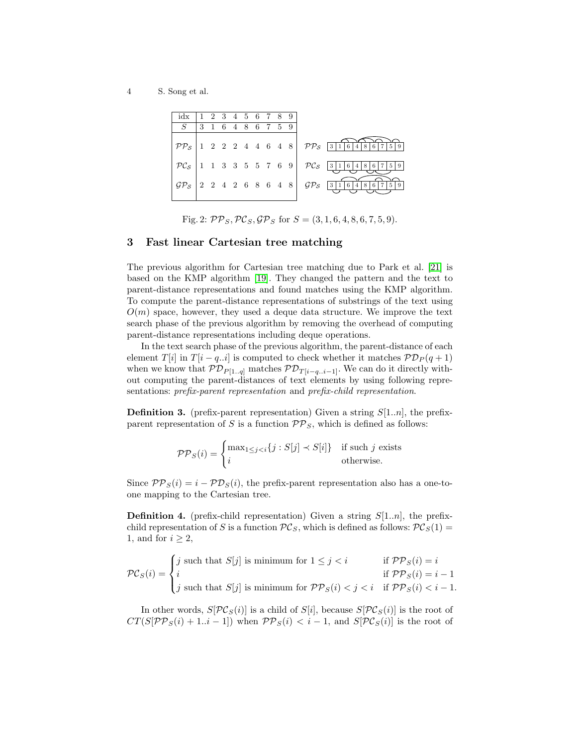| idx | 1 | 2 | 3 | 4 | 5 | 6 | 7 | 8 | 9 |
|---|---|---|---|---|---|---|---|---|---|
| $S$ | 3 | 1 | 6 | 4 | 8 | 6 | 7 | 5 | 9 |
| $\mathcal{PP}_S$ | 1 | 2 | 2 | 2 | 4 | 4 | 6 | 4 | 8 |
| $\mathcal{PC}_S$ | 1 | 1 | 3 | 3 | 5 | 5 | 7 | 6 | 9 |
| $\mathcal{GP}_S$ | 2 | 2 | 4 | 2 | 6 | 8 | 6 | 4 | 8 |

Fig. 2: $\mathcal{PP}_S, \mathcal{PC}_S, \mathcal{GP}_S$ for $S = (3, 1, 6, 4, 8, 6, 7, 5, 9)$.

## 3 Fast linear Cartesian tree matching

The previous algorithm for Cartesian tree matching due to Park et al. [21] is based on the KMP algorithm [19]. They changed the pattern and the text to parent-distance representations and found matches using the KMP algorithm. To compute the parent-distance representations of substrings of the text using $O(m)$ space, however, they used a deque data structure. We improve the text search phase of the previous algorithm by removing the overhead of computing parent-distance representations including deque operations.

In the text search phase of the previous algorithm, the parent-distance of each element $T[i]$ in $T[i-q..i]$ is computed to check whether it matches $\mathcal{PD}_P(q+1)$ when we know that $\mathcal{PD}_{P[1..q]}$ matches $\mathcal{PD}_{T[i-q..i-1]}$. We can do it directly without computing the parent-distances of text elements by using following representations: *prefix-parent representation* and *prefix-child representation*.

**Definition 3.** (prefix-parent representation) Given a string $S[1..n]$, the prefix-parent representation of $S$ is a function $\mathcal{PP}_S$, which is defined as follows:

$$\mathcal{PP}_S(i) = \begin{cases} \max_{1 \le j < i}\{j : S[j] \prec S[i]\} & \text{if such } j \text{ exists} \\ i & \text{otherwise.} \end{cases}$$

Since $\mathcal{PP}_S(i) = i - \mathcal{PD}_S(i)$, the prefix-parent representation also has a one-to-one mapping to the Cartesian tree.

**Definition 4.** (prefix-child representation) Given a string $S[1..n]$, the prefix-child representation of $S$ is a function $\mathcal{PC}_S$, which is defined as follows: $\mathcal{PC}_S(1) = 1$, and for $i \ge 2$,

$$\mathcal{PC}_S(i) = \begin{cases} j \text{ such that } S[j] \text{ is minimum for } 1 \le j < i & \text{if } \mathcal{PP}_S(i) = i \\ i & \text{if } \mathcal{PP}_S(i) = i-1 \\ j \text{ such that } S[j] \text{ is minimum for } \mathcal{PP}_S(i) < j < i & \text{if } \mathcal{PP}_S(i) < i-1. \end{cases}$$

In other words, $S[\mathcal{PC}_S(i)]$ is a child of $S[i]$, because $S[\mathcal{PC}_S(i)]$ is the root of $CT(S[\mathcal{PP}_S(i)+1..i-1])$ when $\mathcal{PP}_S(i) < i-1$, and $S[\mathcal{PC}_S(i)]$ is the root of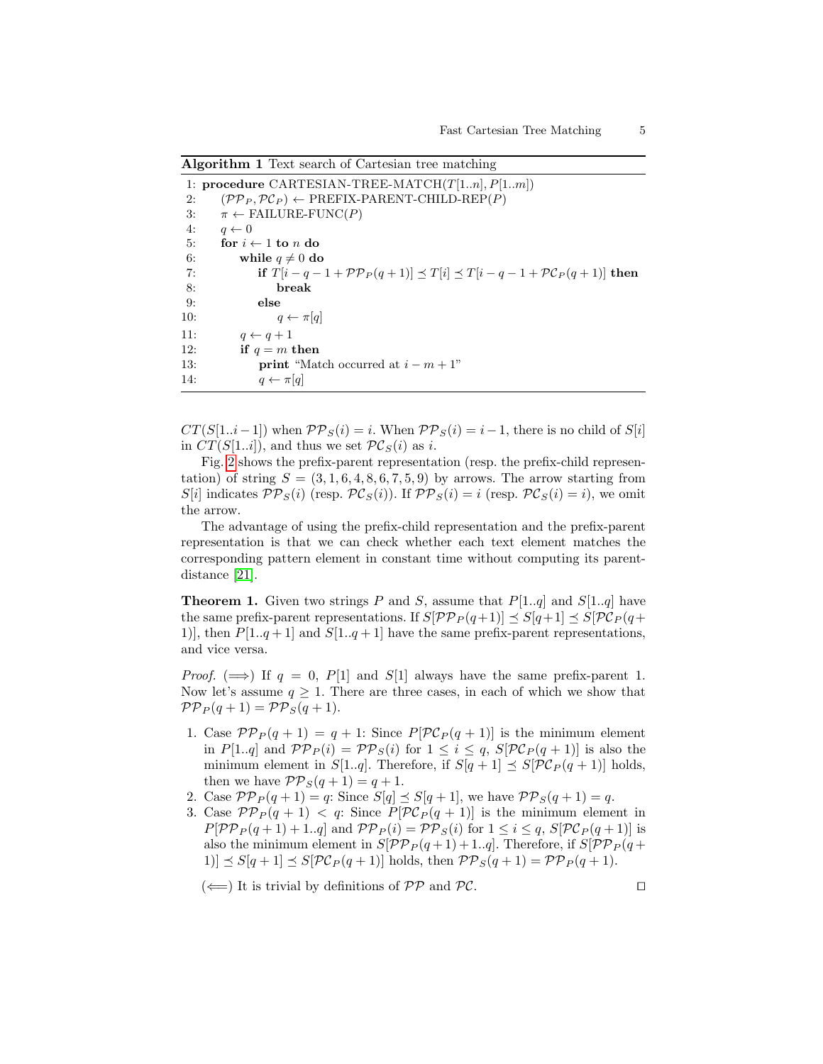**Algorithm 1** Text search of Cartesian tree matching

```
 1: procedure CARTESIAN-TREE-MATCH(T[1..n], P[1..m])
 2:     (PP_P, PC_P) ← PREFIX-PARENT-CHILD-REP(P)
 3:     π ← FAILURE-FUNC(P)
 4:     q ← 0
 5:     for i ← 1 to n do
 6:         while q ≠ 0 do
 7:             if T[i − q − 1 + PP_P(q + 1)] ⪯ T[i] ⪯ T[i − q − 1 + PC_P(q + 1)] then
 8:                 break
 9:             else
10:                 q ← π[q]
11:         q ← q + 1
12:         if q = m then
13:             print "Match occurred at i − m + 1"
14:             q ← π[q]
```

$CT(S[1..i-1])$ when $\mathcal{PP}_S(i) = i$. When $\mathcal{PP}_S(i) = i-1$, there is no child of $S[i]$ in $CT(S[1..i])$, and thus we set $\mathcal{PC}_S(i)$ as $i$.

Fig. 2 shows the prefix-parent representation (resp. the prefix-child representation) of string $S = (3, 1, 6, 4, 8, 6, 7, 5, 9)$ by arrows. The arrow starting from $S[i]$ indicates $\mathcal{PP}_S(i)$ (resp. $\mathcal{PC}_S(i)$). If $\mathcal{PP}_S(i) = i$ (resp. $\mathcal{PC}_S(i) = i$), we omit the arrow.

The advantage of using the prefix-child representation and the prefix-parent representation is that we can check whether each text element matches the corresponding pattern element in constant time without computing its parent-distance [21].

**Theorem 1.** Given two strings $P$ and $S$, assume that $P[1..q]$ and $S[1..q]$ have the same prefix-parent representations. If $S[\mathcal{PP}_P(q+1)] \preceq S[q+1] \preceq S[\mathcal{PC}_P(q+1)]$, then $P[1..q+1]$ and $S[1..q+1]$ have the same prefix-parent representations, and vice versa.

*Proof.* ($\Longrightarrow$) If $q = 0$, $P[1]$ and $S[1]$ always have the same prefix-parent 1. Now let's assume $q \geq 1$. There are three cases, in each of which we show that $\mathcal{PP}_P(q+1) = \mathcal{PP}_S(q+1)$.

1. Case $\mathcal{PP}_P(q+1) = q+1$: Since $P[\mathcal{PC}_P(q+1)]$ is the minimum element in $P[1..q]$ and $\mathcal{PP}_P(i) = \mathcal{PP}_S(i)$ for $1 \leq i \leq q$, $S[\mathcal{PC}_P(q+1)]$ is also the minimum element in $S[1..q]$. Therefore, if $S[q+1] \preceq S[\mathcal{PC}_P(q+1)]$ holds, then we have $\mathcal{PP}_S(q+1) = q+1$.
2. Case $\mathcal{PP}_P(q+1) = q$: Since $S[q] \preceq S[q+1]$, we have $\mathcal{PP}_S(q+1) = q$.
3. Case $\mathcal{PP}_P(q+1) < q$: Since $P[\mathcal{PC}_P(q+1)]$ is the minimum element in $P[\mathcal{PP}_P(q+1)+1..q]$ and $\mathcal{PP}_P(i) = \mathcal{PP}_S(i)$ for $1 \leq i \leq q$, $S[\mathcal{PC}_P(q+1)]$ is also the minimum element in $S[\mathcal{PP}_P(q+1)+1..q]$. Therefore, if $S[\mathcal{PP}_P(q+1)] \preceq S[q+1] \preceq S[\mathcal{PC}_P(q+1)]$ holds, then $\mathcal{PP}_S(q+1) = \mathcal{PP}_P(q+1)$.

($\Longleftarrow$) It is trivial by definitions of $\mathcal{PP}$ and $\mathcal{PC}$. □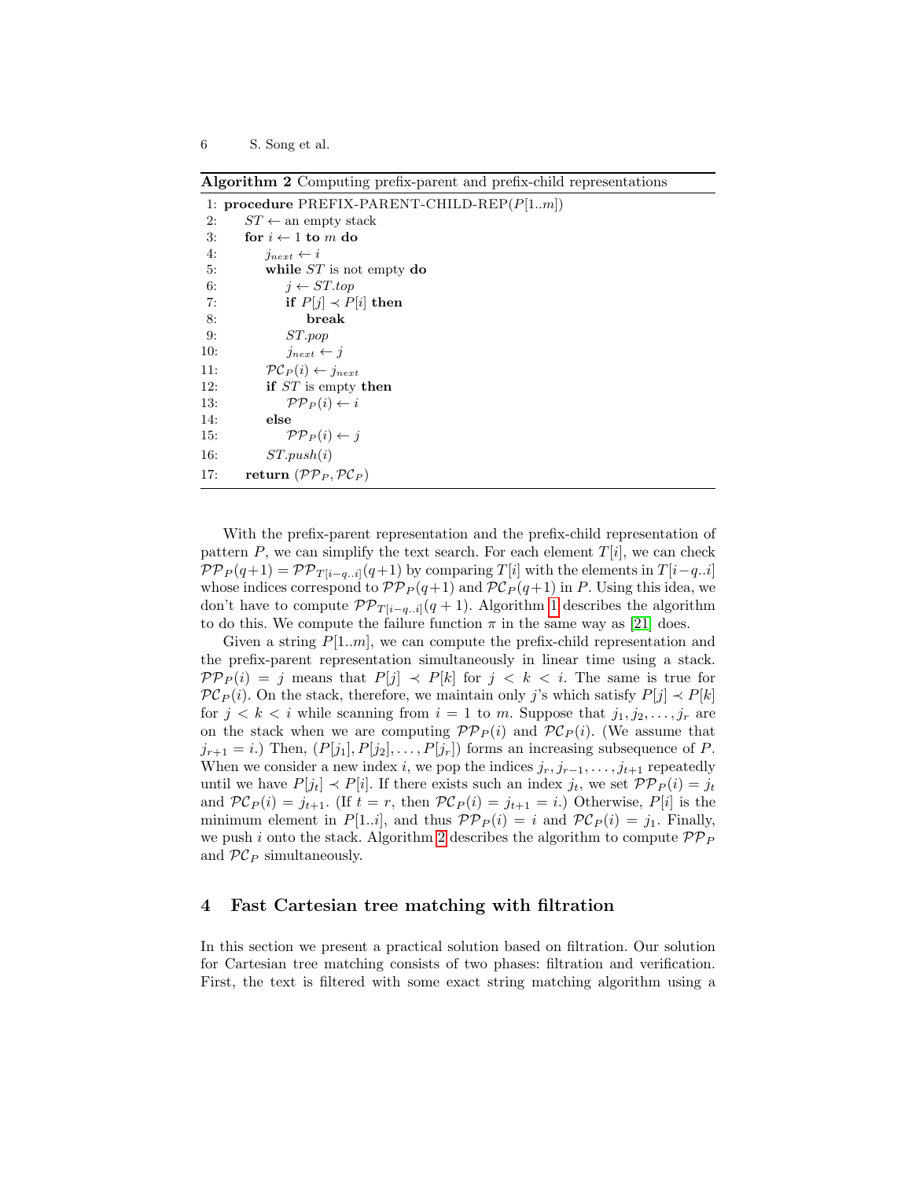**Algorithm 2** Computing prefix-parent and prefix-child representations

```
1: procedure PREFIX-PARENT-CHILD-REP(P[1..m])
2:     ST ← an empty stack
3:     for i ← 1 to m do
4:         j_next ← i
5:         while ST is not empty do
6:             j ← ST.top
7:             if P[j] ≺ P[i] then
8:                 break
9:             ST.pop
10:            j_next ← j
11:        PC_P(i) ← j_next
12:        if ST is empty then
13:            PP_P(i) ← i
14:        else
15:            PP_P(i) ← j
16:        ST.push(i)
17:    return (PP_P, PC_P)
```

With the prefix-parent representation and the prefix-child representation of pattern $P$, we can simplify the text search. For each element $T[i]$, we can check $\mathcal{PP}_P(q+1) = \mathcal{PP}_{T[i-q..i]}(q+1)$ by comparing $T[i]$ with the elements in $T[i-q..i]$ whose indices correspond to $\mathcal{PP}_P(q+1)$ and $\mathcal{PC}_P(q+1)$ in $P$. Using this idea, we don't have to compute $\mathcal{PP}_{T[i-q..i]}(q+1)$. Algorithm 1 describes the algorithm to do this. We compute the failure function $\pi$ in the same way as [21] does.

Given a string $P[1..m]$, we can compute the prefix-child representation and the prefix-parent representation simultaneously in linear time using a stack. $\mathcal{PP}_P(i) = j$ means that $P[j] \prec P[k]$ for $j < k < i$. The same is true for $\mathcal{PC}_P(i)$. On the stack, therefore, we maintain only $j$'s which satisfy $P[j] \prec P[k]$ for $j < k < i$ while scanning from $i = 1$ to $m$. Suppose that $j_1, j_2, \ldots, j_r$ are on the stack when we are computing $\mathcal{PP}_P(i)$ and $\mathcal{PC}_P(i)$. (We assume that $j_{r+1} = i$.) Then, $(P[j_1], P[j_2], \ldots, P[j_r])$ forms an increasing subsequence of $P$. When we consider a new index $i$, we pop the indices $j_r, j_{r-1}, \ldots, j_{t+1}$ repeatedly until we have $P[j_t] \prec P[i]$. If there exists such an index $j_t$, we set $\mathcal{PP}_P(i) = j_t$ and $\mathcal{PC}_P(i) = j_{t+1}$. (If $t = r$, then $\mathcal{PC}_P(i) = j_{t+1} = i$.) Otherwise, $P[i]$ is the minimum element in $P[1..i]$, and thus $\mathcal{PP}_P(i) = i$ and $\mathcal{PC}_P(i) = j_1$. Finally, we push $i$ onto the stack. Algorithm 2 describes the algorithm to compute $\mathcal{PP}_P$ and $\mathcal{PC}_P$ simultaneously.

## 4 Fast Cartesian tree matching with filtration

In this section we present a practical solution based on filtration. Our solution for Cartesian tree matching consists of two phases: filtration and verification. First, the text is filtered with some exact string matching algorithm using a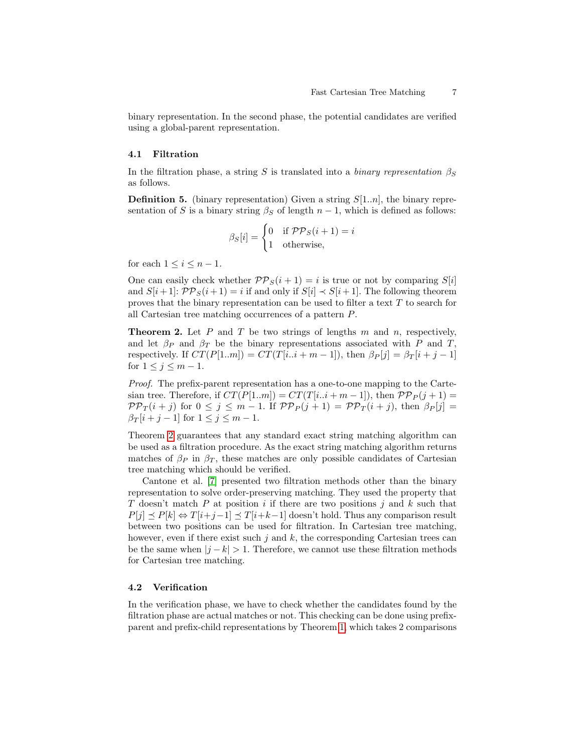binary representation. In the second phase, the potential candidates are verified using a global-parent representation.

### 4.1 Filtration

In the filtration phase, a string $S$ is translated into a *binary representation* $\beta_S$ as follows.

**Definition 5.** (binary representation) Given a string $S[1..n]$, the binary representation of $S$ is a binary string $\beta_S$ of length $n-1$, which is defined as follows:

$$\beta_S[i] = \begin{cases} 0 & \text{if } \mathcal{PP}_S(i+1) = i \\ 1 & \text{otherwise,} \end{cases}$$

for each $1 \leq i \leq n-1$.

One can easily check whether $\mathcal{PP}_S(i+1) = i$ is true or not by comparing $S[i]$ and $S[i+1]$: $\mathcal{PP}_S(i+1) = i$ if and only if $S[i] \prec S[i+1]$. The following theorem proves that the binary representation can be used to filter a text $T$ to search for all Cartesian tree matching occurrences of a pattern $P$.

**Theorem 2.** Let $P$ and $T$ be two strings of lengths $m$ and $n$, respectively, and let $\beta_P$ and $\beta_T$ be the binary representations associated with $P$ and $T$, respectively. If $CT(P[1..m]) = CT(T[i..i+m-1])$, then $\beta_P[j] = \beta_T[i+j-1]$ for $1 \leq j \leq m-1$.

*Proof.* The prefix-parent representation has a one-to-one mapping to the Cartesian tree. Therefore, if $CT(P[1..m]) = CT(T[i..i+m-1])$, then $\mathcal{PP}_P(j+1) = \mathcal{PP}_T(i+j)$ for $0 \leq j \leq m-1$. If $\mathcal{PP}_P(j+1) = \mathcal{PP}_T(i+j)$, then $\beta_P[j] = \beta_T[i+j-1]$ for $1 \leq j \leq m-1$.

Theorem 2 guarantees that any standard exact string matching algorithm can be used as a filtration procedure. As the exact string matching algorithm returns matches of $\beta_P$ in $\beta_T$, these matches are only possible candidates of Cartesian tree matching which should be verified.

Cantone et al. [7] presented two filtration methods other than the binary representation to solve order-preserving matching. They used the property that $T$ doesn't match $P$ at position $i$ if there are two positions $j$ and $k$ such that $P[j] \preceq P[k] \Leftrightarrow T[i+j-1] \preceq T[i+k-1]$ doesn't hold. Thus any comparison result between two positions can be used for filtration. In Cartesian tree matching, however, even if there exist such $j$ and $k$, the corresponding Cartesian trees can be the same when $|j-k| > 1$. Therefore, we cannot use these filtration methods for Cartesian tree matching.

### 4.2 Verification

In the verification phase, we have to check whether the candidates found by the filtration phase are actual matches or not. This checking can be done using prefix-parent and prefix-child representations by Theorem 1, which takes 2 comparisons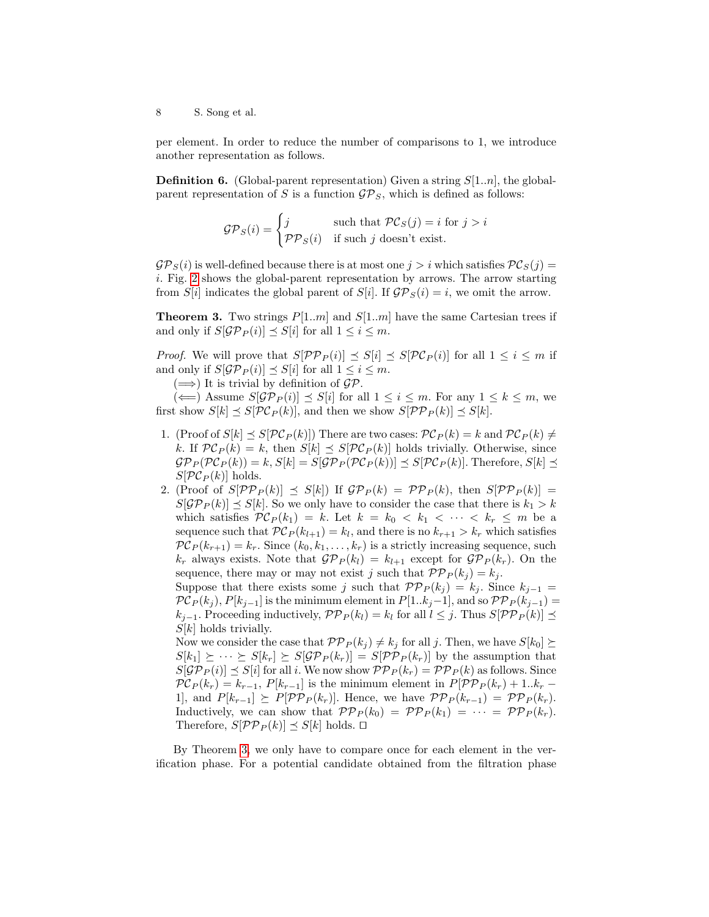per element. In order to reduce the number of comparisons to 1, we introduce another representation as follows.

**Definition 6.** (Global-parent representation) Given a string $S[1..n]$, the global-parent representation of $S$ is a function $\mathcal{GP}_S$, which is defined as follows:

$$\mathcal{GP}_S(i) = \begin{cases} j & \text{such that } \mathcal{PC}_S(j) = i \text{ for } j > i \\ \mathcal{PP}_S(i) & \text{if such } j \text{ doesn't exist.} \end{cases}$$

$\mathcal{GP}_S(i)$ is well-defined because there is at most one $j > i$ which satisfies $\mathcal{PC}_S(j) = i$. Fig. 2 shows the global-parent representation by arrows. The arrow starting from $S[i]$ indicates the global parent of $S[i]$. If $\mathcal{GP}_S(i) = i$, we omit the arrow.

**Theorem 3.** *Two strings $P[1..m]$ and $S[1..m]$ have the same Cartesian trees if and only if $S[\mathcal{GP}_P(i)] \preceq S[i]$ for all $1 \leq i \leq m$.*

*Proof.* We will prove that $S[\mathcal{PP}_P(i)] \preceq S[i] \preceq S[\mathcal{PC}_P(i)]$ for all $1 \leq i \leq m$ if and only if $S[\mathcal{GP}_P(i)] \preceq S[i]$ for all $1 \leq i \leq m$.

($\Longrightarrow$) It is trivial by definition of $\mathcal{GP}$.

($\Longleftarrow$) Assume $S[\mathcal{GP}_P(i)] \preceq S[i]$ for all $1 \leq i \leq m$. For any $1 \leq k \leq m$, we first show $S[k] \preceq S[\mathcal{PC}_P(k)]$, and then we show $S[\mathcal{PP}_P(k)] \preceq S[k]$.

1. (Proof of $S[k] \preceq S[\mathcal{PC}_P(k)]$) There are two cases: $\mathcal{PC}_P(k) = k$ and $\mathcal{PC}_P(k) \neq k$. If $\mathcal{PC}_P(k) = k$, then $S[k] \preceq S[\mathcal{PC}_P(k)]$ holds trivially. Otherwise, since $\mathcal{GP}_P(\mathcal{PC}_P(k)) = k$, $S[k] = S[\mathcal{GP}_P(\mathcal{PC}_P(k))] \preceq S[\mathcal{PC}_P(k)]$. Therefore, $S[k] \preceq S[\mathcal{PC}_P(k)]$ holds.
2. (Proof of $S[\mathcal{PP}_P(k)] \preceq S[k]$) If $\mathcal{GP}_P(k) = \mathcal{PP}_P(k)$, then $S[\mathcal{PP}_P(k)] = S[\mathcal{GP}_P(k)] \preceq S[k]$. So we only have to consider the case that there is $k_1 > k$ which satisfies $\mathcal{PC}_P(k_1) = k$. Let $k = k_0 < k_1 < \cdots < k_r \leq m$ be a sequence such that $\mathcal{PC}_P(k_{l+1}) = k_l$, and there is no $k_{r+1} > k_r$ which satisfies $\mathcal{PC}_P(k_{r+1}) = k_r$. Since $(k_0, k_1, \ldots, k_r)$ is a strictly increasing sequence, such $k_r$ always exists. Note that $\mathcal{GP}_P(k_l) = k_{l+1}$ except for $\mathcal{GP}_P(k_r)$. On the sequence, there may or may not exist $j$ such that $\mathcal{PP}_P(k_j) = k_j$.
   Suppose that there exists some $j$ such that $\mathcal{PP}_P(k_j) = k_j$. Since $k_{j-1} = \mathcal{PC}_P(k_j)$, $P[k_{j-1}]$ is the minimum element in $P[1..k_j-1]$, and so $\mathcal{PP}_P(k_{j-1}) = k_{j-1}$. Proceeding inductively, $\mathcal{PP}_P(k_l) = k_l$ for all $l \leq j$. Thus $S[\mathcal{PP}_P(k)] \preceq S[k]$ holds trivially.
   Now we consider the case that $\mathcal{PP}_P(k_j) \neq k_j$ for all $j$. Then, we have $S[k_0] \succeq S[k_1] \succeq \cdots \succeq S[k_r] \succeq S[\mathcal{GP}_P(k_r)] = S[\mathcal{PP}_P(k_r)]$ by the assumption that $S[\mathcal{GP}_P(i)] \preceq S[i]$ for all $i$. We now show $\mathcal{PP}_P(k_r) = \mathcal{PP}_P(k)$ as follows. Since $\mathcal{PC}_P(k_r) = k_{r-1}$, $P[k_{r-1}]$ is the minimum element in $P[\mathcal{PP}_P(k_r) + 1..k_r - 1]$, and $P[k_{r-1}] \succeq P[\mathcal{PP}_P(k_r)]$. Hence, we have $\mathcal{PP}_P(k_{r-1}) = \mathcal{PP}_P(k_r)$. Inductively, we can show that $\mathcal{PP}_P(k_0) = \mathcal{PP}_P(k_1) = \cdots = \mathcal{PP}_P(k_r)$. Therefore, $S[\mathcal{PP}_P(k)] \preceq S[k]$ holds. $\square$

By Theorem 3, we only have to compare once for each element in the verification phase. For a potential candidate obtained from the filtration phase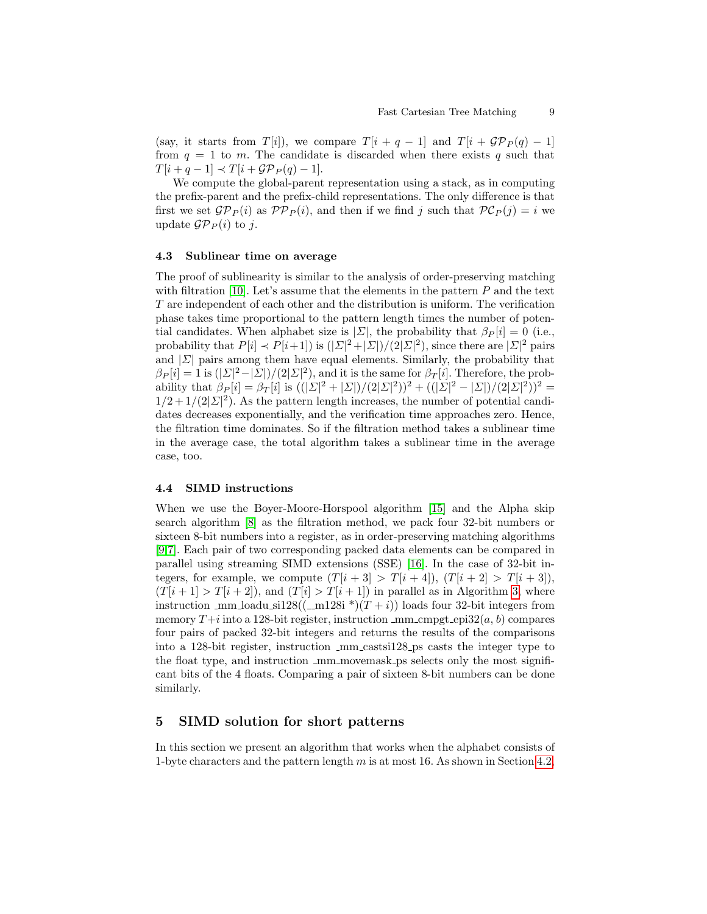(say, it starts from $T[i]$), we compare $T[i+q-1]$ and $T[i+\mathcal{GP}_P(q)-1]$ from $q=1$ to $m$. The candidate is discarded when there exists $q$ such that $T[i+q-1] \prec T[i+\mathcal{GP}_P(q)-1]$.

We compute the global-parent representation using a stack, as in computing the prefix-parent and the prefix-child representations. The only difference is that first we set $\mathcal{GP}_P(i)$ as $\mathcal{PP}_P(i)$, and then if we find $j$ such that $\mathcal{PC}_P(j) = i$ we update $\mathcal{GP}_P(i)$ to $j$.

### 4.3 Sublinear time on average

The proof of sublinearity is similar to the analysis of order-preserving matching with filtration [10]. Let's assume that the elements in the pattern $P$ and the text $T$ are independent of each other and the distribution is uniform. The verification phase takes time proportional to the pattern length times the number of potential candidates. When alphabet size is $|\Sigma|$, the probability that $\beta_P[i] = 0$ (i.e., probability that $P[i] \prec P[i+1]$) is $(|\Sigma|^2+|\Sigma|)/(2|\Sigma|^2)$, since there are $|\Sigma|^2$ pairs and $|\Sigma|$ pairs among them have equal elements. Similarly, the probability that $\beta_P[i] = 1$ is $(|\Sigma|^2-|\Sigma|)/(2|\Sigma|^2)$, and it is the same for $\beta_T[i]$. Therefore, the probability that $\beta_P[i] = \beta_T[i]$ is $((|\Sigma|^2+|\Sigma|)/(2|\Sigma|^2))^2 + ((|\Sigma|^2-|\Sigma|)/(2|\Sigma|^2))^2 = 1/2 + 1/(2|\Sigma|^2)$. As the pattern length increases, the number of potential candidates decreases exponentially, and the verification time approaches zero. Hence, the filtration time dominates. So if the filtration method takes a sublinear time in the average case, the total algorithm takes a sublinear time in the average case, too.

### 4.4 SIMD instructions

When we use the Boyer-Moore-Horspool algorithm [15] and the Alpha skip search algorithm [8] as the filtration method, we pack four 32-bit numbers or sixteen 8-bit numbers into a register, as in order-preserving matching algorithms [9,7]. Each pair of two corresponding packed data elements can be compared in parallel using streaming SIMD extensions (SSE) [16]. In the case of 32-bit integers, for example, we compute $(T[i+3] > T[i+4])$, $(T[i+2] > T[i+3])$, $(T[i+1] > T[i+2])$, and $(T[i] > T[i+1])$ in parallel as in Algorithm 3, where instruction _mm_loadu_si128((__m128i *)(T + i)) loads four 32-bit integers from memory $T+i$ into a 128-bit register, instruction _mm_cmpgt_epi32$(a, b)$ compares four pairs of packed 32-bit integers and returns the results of the comparisons into a 128-bit register, instruction _mm_castsi128_ps casts the integer type to the float type, and instruction _mm_movemask_ps selects only the most significant bits of the 4 floats. Comparing a pair of sixteen 8-bit numbers can be done similarly.

## 5 SIMD solution for short patterns

In this section we present an algorithm that works when the alphabet consists of 1-byte characters and the pattern length $m$ is at most 16. As shown in Section 4.2,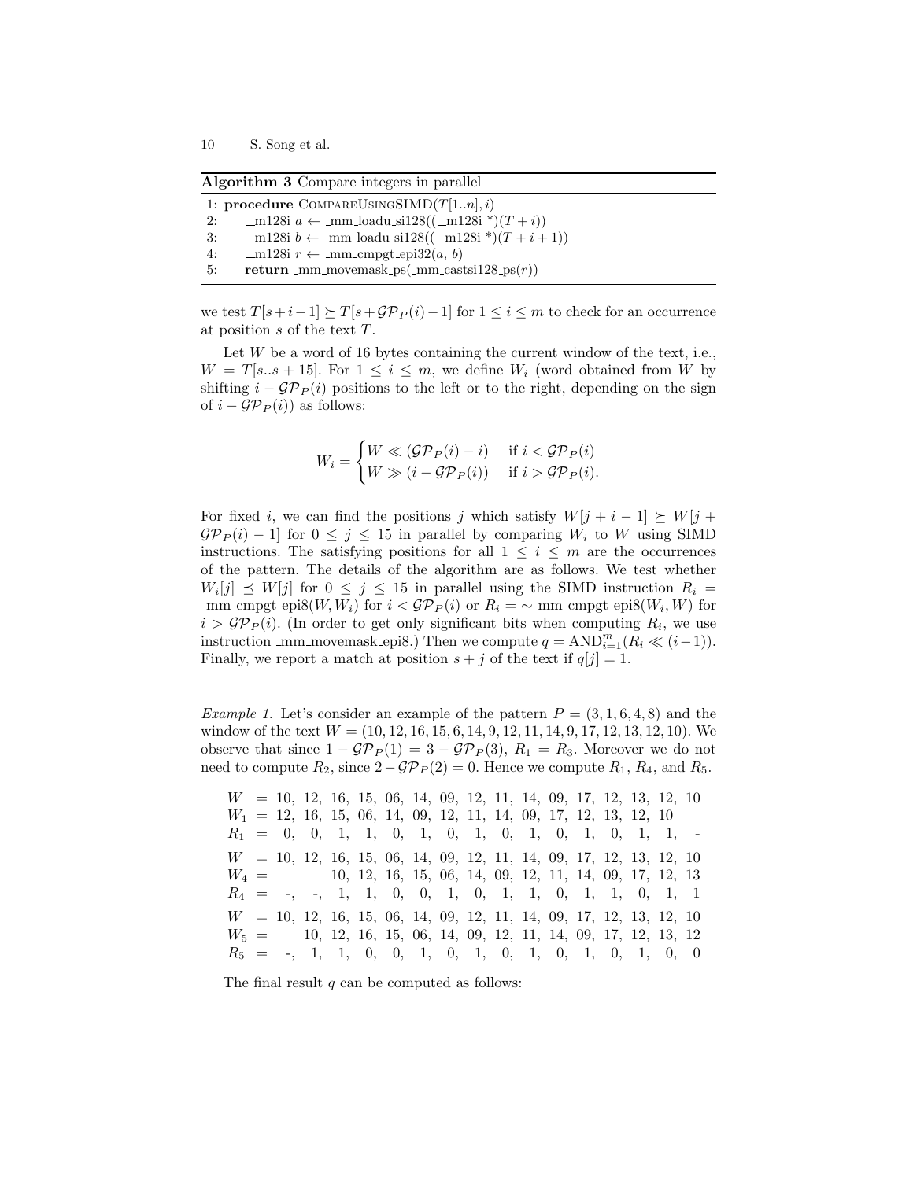**Algorithm 3** Compare integers in parallel

```
1: procedure CompareUsingSIMD(T[1..n], i)
2:     __m128i a ← _mm_loadu_si128((__m128i *)(T + i))
3:     __m128i b ← _mm_loadu_si128((__m128i *)(T + i + 1))
4:     __m128i r ← _mm_cmpgt_epi32(a, b)
5:     return _mm_movemask_ps(_mm_castsi128_ps(r))
```

we test $T[s+i-1] \succeq T[s+\mathcal{GP}_P(i)-1]$ for $1 \le i \le m$ to check for an occurrence at position $s$ of the text $T$.

Let $W$ be a word of 16 bytes containing the current window of the text, i.e., $W = T[s..s+15]$. For $1 \le i \le m$, we define $W_i$ (word obtained from $W$ by shifting $i - \mathcal{GP}_P(i)$ positions to the left or to the right, depending on the sign of $i - \mathcal{GP}_P(i)$) as follows:

$$W_i = \begin{cases} W \lll (\mathcal{GP}_P(i) - i) & \text{if } i < \mathcal{GP}_P(i) \\ W \ggg (i - \mathcal{GP}_P(i)) & \text{if } i > \mathcal{GP}_P(i). \end{cases}$$

For fixed $i$, we can find the positions $j$ which satisfy $W[j+i-1] \succeq W[j+\mathcal{GP}_P(i)-1]$ for $0 \le j \le 15$ in parallel by comparing $W_i$ to $W$ using SIMD instructions. The satisfying positions for all $1 \le i \le m$ are the occurrences of the pattern. The details of the algorithm are as follows. We test whether $W_i[j] \preceq W[j]$ for $0 \le j \le 15$ in parallel using the SIMD instruction $R_i =$ _mm_cmpgt_epi8$(W, W_i)$ for $i < \mathcal{GP}_P(i)$ or $R_i = \sim$_mm_cmpgt_epi8$(W_i, W)$ for $i > \mathcal{GP}_P(i)$. (In order to get only significant bits when computing $R_i$, we use instruction _mm_movemask_epi8.) Then we compute $q = \text{AND}_{i=1}^{m}(R_i \ll (i-1))$. Finally, we report a match at position $s+j$ of the text if $q[j] = 1$.

*Example 1.* Let's consider an example of the pattern $P = (3, 1, 6, 4, 8)$ and the window of the text $W = (10, 12, 16, 15, 6, 14, 9, 12, 11, 14, 9, 17, 12, 13, 12, 10)$. We observe that since $1 - \mathcal{GP}_P(1) = 3 - \mathcal{GP}_P(3)$, $R_1 = R_3$. Moreover we do not need to compute $R_2$, since $2 - \mathcal{GP}_P(2) = 0$. Hence we compute $R_1$, $R_4$, and $R_5$.

```
W   = 10, 12, 16, 15, 06, 14, 09, 12, 11, 14, 09, 17, 12, 13, 12, 10
W1  = 12, 16, 15, 06, 14, 09, 12, 11, 14, 09, 17, 12, 13, 12, 10
R1  =  0,  0,  1,  1,  0,  1,  0,  1,  0,  1,  0,  1,  0,  1,  1,  -

W   = 10, 12, 16, 15, 06, 14, 09, 12, 11, 14, 09, 17, 12, 13, 12, 10
W4  =         10, 12, 16, 15, 06, 14, 09, 12, 11, 14, 09, 17, 12, 13
R4  =  -,  -,  1,  1,  0,  0,  1,  0,  1,  1,  0,  1,  1,  0,  1,  1

W   = 10, 12, 16, 15, 06, 14, 09, 12, 11, 14, 09, 17, 12, 13, 12, 10
W5  =     10, 12, 16, 15, 06, 14, 09, 12, 11, 14, 09, 17, 12, 13, 12
R5  =  -,  1,  1,  0,  0,  1,  0,  1,  0,  1,  0,  1,  0,  1,  0,  0
```

The final result $q$ can be computed as follows: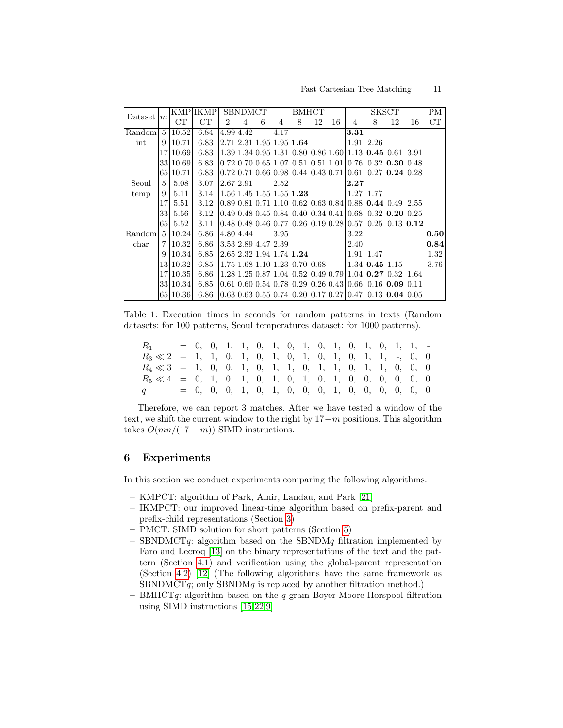| Dataset | $m$ | KMP CT | IKMP CT | SBNDMCT 2 | 4 | 6 | BMHCT 4 | 8 | 12 | 16 | SKSCT 4 | 8 | 12 | 16 | PM CT |
|---|---|---|---|---|---|---|---|---|---|---|---|---|---|---|---|
| Random int | 5 | 10.52 | 6.84 | 4.99 | 4.42 | | 4.17 | | | | **3.31** | | | | |
| | 9 | 10.71 | 6.83 | 2.71 | 2.31 | 1.95 | 1.95 | **1.64** | | | 1.91 | 2.26 | | | |
| | 17 | 10.69 | 6.83 | 1.39 | 1.34 | 0.95 | 1.31 | 0.80 | 0.86 | 1.60 | 1.13 | **0.45** | 0.61 | 3.91 | |
| | 33 | 10.69 | 6.83 | 0.72 | 0.70 | 0.65 | 1.07 | 0.51 | 0.51 | 1.01 | 0.76 | 0.32 | **0.30** | 0.48 | |
| | 65 | 10.71 | 6.83 | 0.72 | 0.71 | 0.66 | 0.98 | 0.44 | 0.43 | 0.71 | 0.61 | 0.27 | **0.24** | 0.28 | |
| Seoul temp | 5 | 5.08 | 3.07 | 2.67 | 2.91 | | 2.52 | | | | **2.27** | | | | |
| | 9 | 5.11 | 3.14 | 1.56 | 1.45 | 1.55 | 1.55 | **1.23** | | | 1.27 | 1.77 | | | |
| | 17 | 5.51 | 3.12 | 0.89 | 0.81 | 0.71 | 1.10 | 0.62 | 0.63 | 0.84 | 0.88 | **0.44** | 0.49 | 2.55 | |
| | 33 | 5.56 | 3.12 | 0.49 | 0.48 | 0.45 | 0.84 | 0.40 | 0.34 | 0.41 | 0.68 | 0.32 | **0.20** | 0.25 | |
| | 65 | 5.52 | 3.11 | 0.48 | 0.48 | 0.46 | 0.77 | 0.26 | 0.19 | 0.28 | 0.57 | 0.25 | 0.13 | **0.12** | |
| Random char | 5 | 10.24 | 6.86 | 4.80 | 4.44 | | 3.95 | | | | 3.22 | | | | **0.50** |
| | 7 | 10.32 | 6.86 | 3.53 | 2.89 | 4.47 | 2.39 | | | | 2.40 | | | | **0.84** |
| | 9 | 10.34 | 6.85 | 2.65 | 2.32 | 1.94 | 1.74 | **1.24** | | | 1.91 | 1.47 | | | 1.32 |
| | 13 | 10.32 | 6.85 | 1.75 | 1.68 | 1.10 | 1.23 | 0.70 | 0.68 | | 1.34 | **0.45** | 1.15 | | 3.76 |
| | 17 | 10.35 | 6.86 | 1.28 | 1.25 | 0.87 | 1.04 | 0.52 | 0.49 | 0.79 | 1.04 | **0.27** | 0.32 | 1.64 | |
| | 33 | 10.34 | 6.85 | 0.61 | 0.60 | 0.54 | 0.78 | 0.29 | 0.26 | 0.43 | 0.66 | 0.16 | **0.09** | 0.11 | |
| | 65 | 10.36 | 6.86 | 0.63 | 0.63 | 0.55 | 0.74 | 0.20 | 0.17 | 0.27 | 0.47 | 0.13 | **0.04** | 0.05 | |

Table 1: Execution times in seconds for random patterns in texts (Random datasets: for 100 patterns, Seoul temperatures dataset: for 1000 patterns).

$$
\begin{array}{lcl}
R_1 & = & 0,\ 0,\ 1,\ 1,\ 0,\ 1,\ 0,\ 1,\ 0,\ 1,\ 0,\ 1,\ 0,\ 1,\ 1,\ \text{-} \\
R_3 \ll 2 & = & 1,\ 1,\ 0,\ 1,\ 0,\ 1,\ 0,\ 1,\ 0,\ 1,\ 0,\ 1,\ 1,\ \text{-},\ 0,\ 0 \\
R_4 \ll 3 & = & 1,\ 0,\ 0,\ 1,\ 0,\ 1,\ 1,\ 0,\ 1,\ 1,\ 0,\ 1,\ 1,\ 0,\ 0,\ 0 \\
R_5 \ll 4 & = & 0,\ 1,\ 0,\ 1,\ 0,\ 1,\ 0,\ 1,\ 0,\ 1,\ 0,\ 0,\ 0,\ 0,\ 0,\ 0 \\
\hline
q & = & 0,\ 0,\ 0,\ 1,\ 0,\ 1,\ 0,\ 0,\ 0,\ 1,\ 0,\ 0,\ 0,\ 0,\ 0,\ 0
\end{array}
$$

Therefore, we can report 3 matches. After we have tested a window of the text, we shift the current window to the right by $17-m$ positions. This algorithm takes $O(mn/(17-m))$ SIMD instructions.

## 6 Experiments

In this section we conduct experiments comparing the following algorithms.

- KMPCT: algorithm of Park, Amir, Landau, and Park [21]
- IKMPCT: our improved linear-time algorithm based on prefix-parent and prefix-child representations (Section 3)
- PMCT: SIMD solution for short patterns (Section 5)
- SBNDMCT$q$: algorithm based on the SBNDM$q$ filtration implemented by Faro and Lecroq [13] on the binary representations of the text and the pattern (Section 4.1) and verification using the global-parent representation (Section 4.2) [12] (The following algorithms have the same framework as SBNDMCT$q$; only SBNDM$q$ is replaced by another filtration method.)
- BMHCT$q$: algorithm based on the $q$-gram Boyer-Moore-Horspool filtration using SIMD instructions [15,22,9]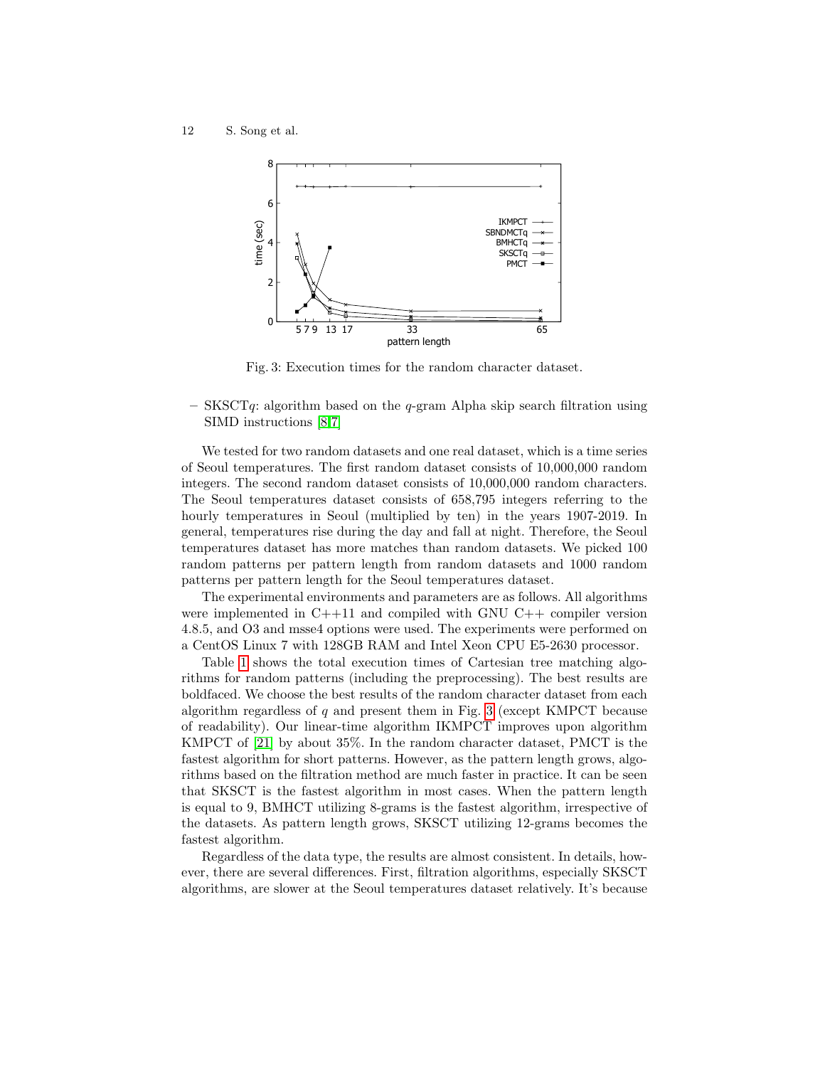Fig. 3: Execution times for the random character dataset.

– SKSCT$q$: algorithm based on the $q$-gram Alpha skip search filtration using SIMD instructions [8,7]

We tested for two random datasets and one real dataset, which is a time series of Seoul temperatures. The first random dataset consists of 10,000,000 random integers. The second random dataset consists of 10,000,000 random characters. The Seoul temperatures dataset consists of 658,795 integers referring to the hourly temperatures in Seoul (multiplied by ten) in the years 1907-2019. In general, temperatures rise during the day and fall at night. Therefore, the Seoul temperatures dataset has more matches than random datasets. We picked 100 random patterns per pattern length from random datasets and 1000 random patterns per pattern length for the Seoul temperatures dataset.

The experimental environments and parameters are as follows. All algorithms were implemented in C++11 and compiled with GNU C++ compiler version 4.8.5, and O3 and msse4 options were used. The experiments were performed on a CentOS Linux 7 with 128GB RAM and Intel Xeon CPU E5-2630 processor.

Table 1 shows the total execution times of Cartesian tree matching algorithms for random patterns (including the preprocessing). The best results are boldfaced. We choose the best results of the random character dataset from each algorithm regardless of $q$ and present them in Fig. 3 (except KMPCT because of readability). Our linear-time algorithm IKMPCT improves upon algorithm KMPCT of [21] by about 35%. In the random character dataset, PMCT is the fastest algorithm for short patterns. However, as the pattern length grows, algorithms based on the filtration method are much faster in practice. It can be seen that SKSCT is the fastest algorithm in most cases. When the pattern length is equal to 9, BMHCT utilizing 8-grams is the fastest algorithm, irrespective of the datasets. As pattern length grows, SKSCT utilizing 12-grams becomes the fastest algorithm.

Regardless of the data type, the results are almost consistent. In details, however, there are several differences. First, filtration algorithms, especially SKSCT algorithms, are slower at the Seoul temperatures dataset relatively. It's because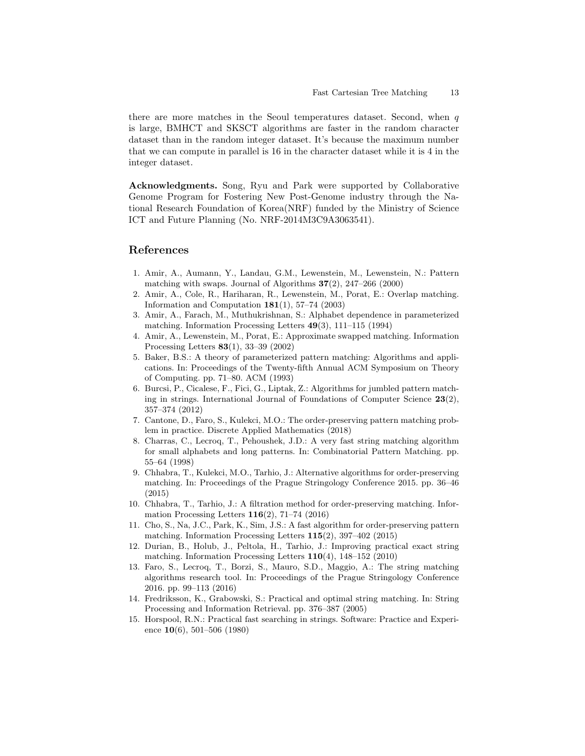there are more matches in the Seoul temperatures dataset. Second, when $q$ is large, BMHCT and SKSCT algorithms are faster in the random character dataset than in the random integer dataset. It's because the maximum number that we can compute in parallel is 16 in the character dataset while it is 4 in the integer dataset.

**Acknowledgments.** Song, Ryu and Park were supported by Collaborative Genome Program for Fostering New Post-Genome industry through the National Research Foundation of Korea(NRF) funded by the Ministry of Science ICT and Future Planning (No. NRF-2014M3C9A3063541).

## References

1. Amir, A., Aumann, Y., Landau, G.M., Lewenstein, M., Lewenstein, N.: Pattern matching with swaps. Journal of Algorithms **37**(2), 247–266 (2000)
2. Amir, A., Cole, R., Hariharan, R., Lewenstein, M., Porat, E.: Overlap matching. Information and Computation **181**(1), 57–74 (2003)
3. Amir, A., Farach, M., Muthukrishnan, S.: Alphabet dependence in parameterized matching. Information Processing Letters **49**(3), 111–115 (1994)
4. Amir, A., Lewenstein, M., Porat, E.: Approximate swapped matching. Information Processing Letters **83**(1), 33–39 (2002)
5. Baker, B.S.: A theory of parameterized pattern matching: Algorithms and applications. In: Proceedings of the Twenty-fifth Annual ACM Symposium on Theory of Computing. pp. 71–80. ACM (1993)
6. Burcsi, P., Cicalese, F., Fici, G., Liptak, Z.: Algorithms for jumbled pattern matching in strings. International Journal of Foundations of Computer Science **23**(2), 357–374 (2012)
7. Cantone, D., Faro, S., Kulekci, M.O.: The order-preserving pattern matching problem in practice. Discrete Applied Mathematics (2018)
8. Charras, C., Lecroq, T., Pehoushek, J.D.: A very fast string matching algorithm for small alphabets and long patterns. In: Combinatorial Pattern Matching. pp. 55–64 (1998)
9. Chhabra, T., Kulekci, M.O., Tarhio, J.: Alternative algorithms for order-preserving matching. In: Proceedings of the Prague Stringology Conference 2015. pp. 36–46 (2015)
10. Chhabra, T., Tarhio, J.: A filtration method for order-preserving matching. Information Processing Letters **116**(2), 71–74 (2016)
11. Cho, S., Na, J.C., Park, K., Sim, J.S.: A fast algorithm for order-preserving pattern matching. Information Processing Letters **115**(2), 397–402 (2015)
12. Durian, B., Holub, J., Peltola, H., Tarhio, J.: Improving practical exact string matching. Information Processing Letters **110**(4), 148–152 (2010)
13. Faro, S., Lecroq, T., Borzi, S., Mauro, S.D., Maggio, A.: The string matching algorithms research tool. In: Proceedings of the Prague Stringology Conference 2016. pp. 99–113 (2016)
14. Fredriksson, K., Grabowski, S.: Practical and optimal string matching. In: String Processing and Information Retrieval. pp. 376–387 (2005)
15. Horspool, R.N.: Practical fast searching in strings. Software: Practice and Experience **10**(6), 501–506 (1980)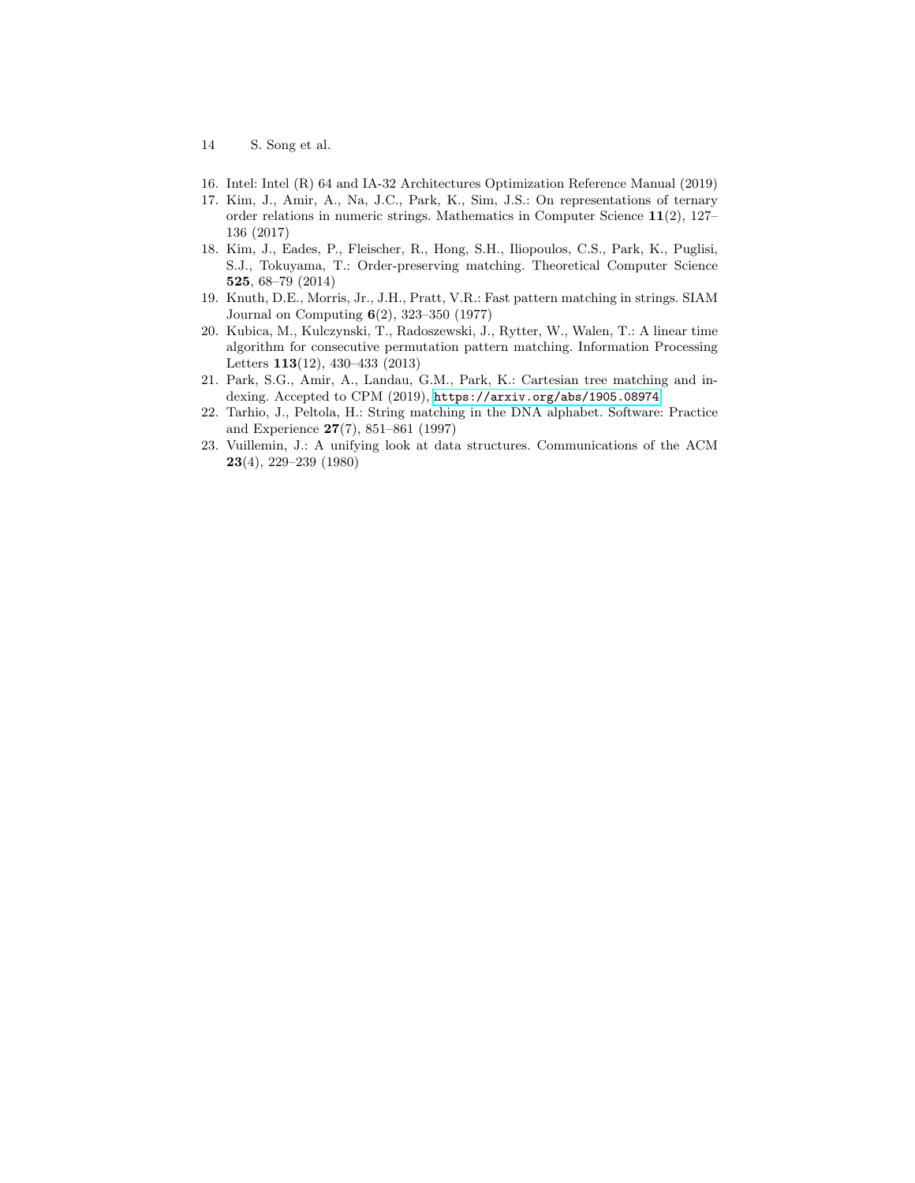16. Intel: Intel (R) 64 and IA-32 Architectures Optimization Reference Manual (2019)
17. Kim, J., Amir, A., Na, J.C., Park, K., Sim, J.S.: On representations of ternary order relations in numeric strings. Mathematics in Computer Science **11**(2), 127–136 (2017)
18. Kim, J., Eades, P., Fleischer, R., Hong, S.H., Iliopoulos, C.S., Park, K., Puglisi, S.J., Tokuyama, T.: Order-preserving matching. Theoretical Computer Science **525**, 68–79 (2014)
19. Knuth, D.E., Morris, Jr., J.H., Pratt, V.R.: Fast pattern matching in strings. SIAM Journal on Computing **6**(2), 323–350 (1977)
20. Kubica, M., Kulczynski, T., Radoszewski, J., Rytter, W., Walen, T.: A linear time algorithm for consecutive permutation pattern matching. Information Processing Letters **113**(12), 430–433 (2013)
21. Park, S.G., Amir, A., Landau, G.M., Park, K.: Cartesian tree matching and indexing. Accepted to CPM (2019), https://arxiv.org/abs/1905.08974
22. Tarhio, J., Peltola, H.: String matching in the DNA alphabet. Software: Practice and Experience **27**(7), 851–861 (1997)
23. Vuillemin, J.: A unifying look at data structures. Communications of the ACM **23**(4), 229–239 (1980)